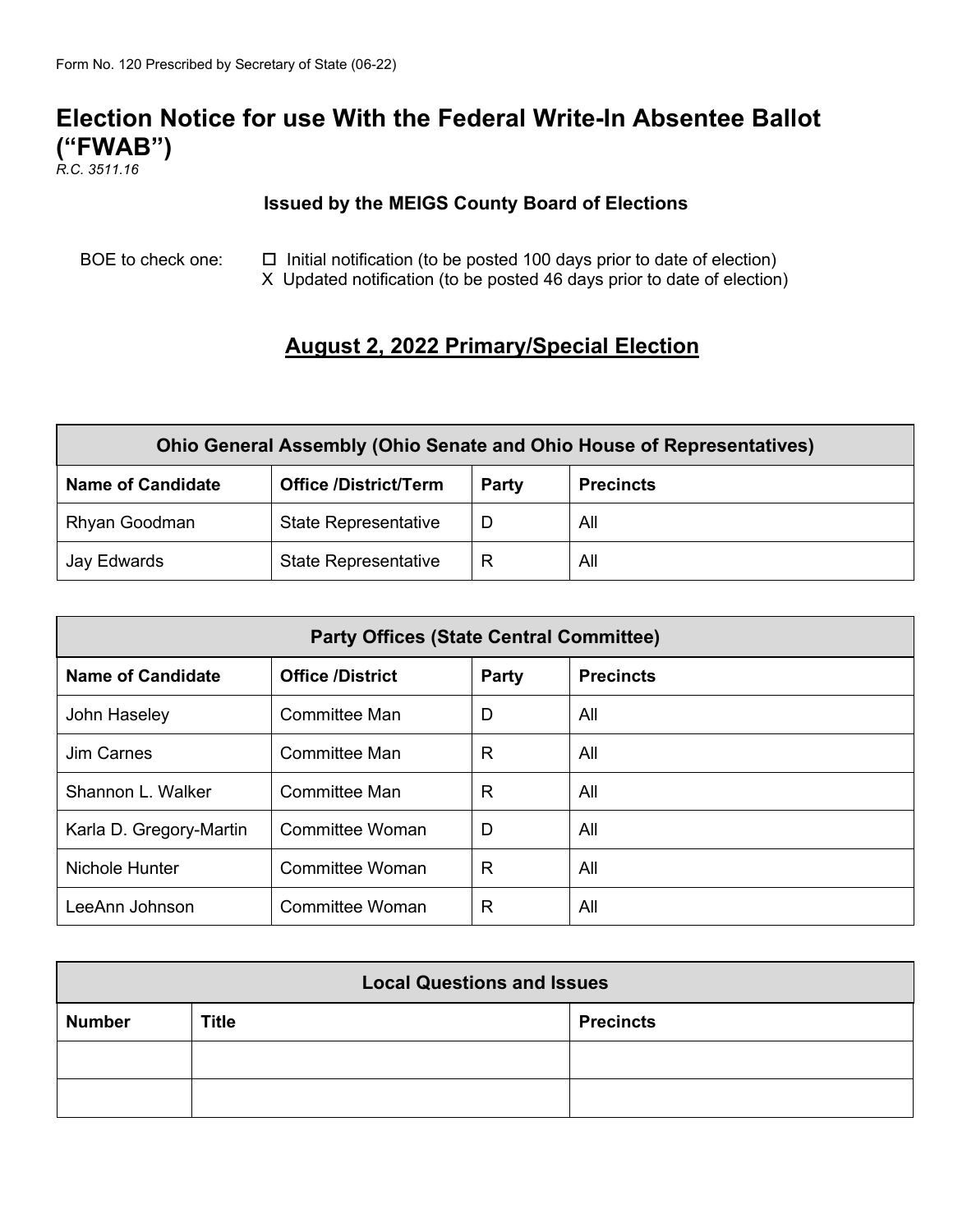Form No. 120 Prescribed by Secretary of State (06-22)

# Election Notice for use With the Federal Write-In Absentee Ballot ("FWAB")

*R.C. 3511.16*

**Issued by the MEIGS County Board of Elections**

BOE to check one:
- ☐ Initial notification (to be posted 100 days prior to date of election)
- X Updated notification (to be posted 46 days prior to date of election)

## August 2, 2022 Primary/Special Election

| Ohio General Assembly (Ohio Senate and Ohio House of Representatives) | | | |
|---|---|---|---|
| **Name of Candidate** | **Office /District/Term** | **Party** | **Precincts** |
| Rhyan Goodman | State Representative | D | All |
| Jay Edwards | State Representative | R | All |

| Party Offices (State Central Committee) | | | |
|---|---|---|---|
| **Name of Candidate** | **Office /District** | **Party** | **Precincts** |
| John Haseley | Committee Man | D | All |
| Jim Carnes | Committee Man | R | All |
| Shannon L. Walker | Committee Man | R | All |
| Karla D. Gregory-Martin | Committee Woman | D | All |
| Nichole Hunter | Committee Woman | R | All |
| LeeAnn Johnson | Committee Woman | R | All |

| Local Questions and Issues | | |
|---|---|---|
| **Number** | **Title** | **Precincts** |
| | | |
| | | |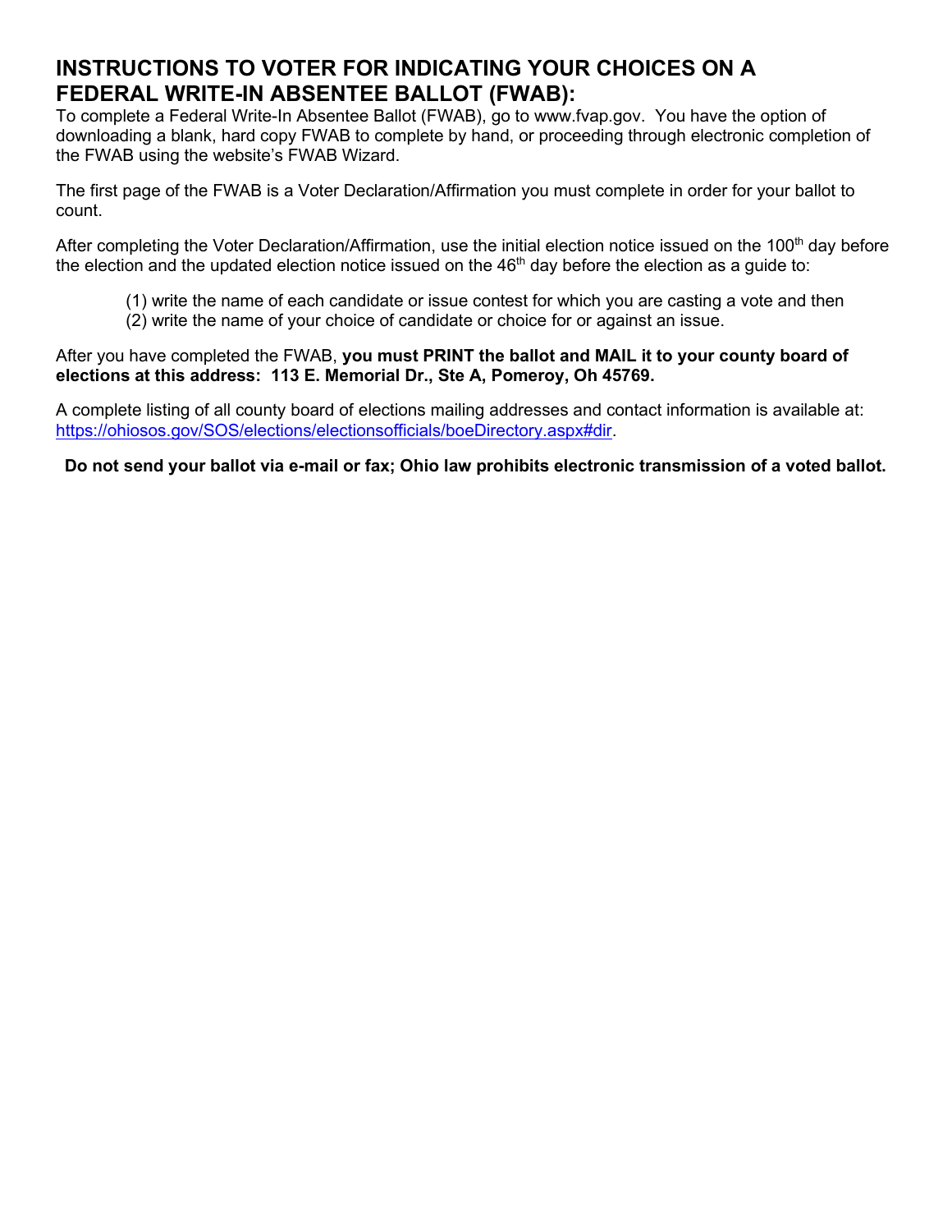## INSTRUCTIONS TO VOTER FOR INDICATING YOUR CHOICES ON A FEDERAL WRITE-IN ABSENTEE BALLOT (FWAB):

To complete a Federal Write-In Absentee Ballot (FWAB), go to www.fvap.gov. You have the option of downloading a blank, hard copy FWAB to complete by hand, or proceeding through electronic completion of the FWAB using the website's FWAB Wizard.

The first page of the FWAB is a Voter Declaration/Affirmation you must complete in order for your ballot to count.

After completing the Voter Declaration/Affirmation, use the initial election notice issued on the 100th day before the election and the updated election notice issued on the 46th day before the election as a guide to:

(1) write the name of each candidate or issue contest for which you are casting a vote and then
(2) write the name of your choice of candidate or choice for or against an issue.

After you have completed the FWAB, **you must PRINT the ballot and MAIL it to your county board of elections at this address: 113 E. Memorial Dr., Ste A, Pomeroy, Oh 45769.**

A complete listing of all county board of elections mailing addresses and contact information is available at: https://ohiosos.gov/SOS/elections/electionsofficials/boeDirectory.aspx#dir.

**Do not send your ballot via e-mail or fax; Ohio law prohibits electronic transmission of a voted ballot.**